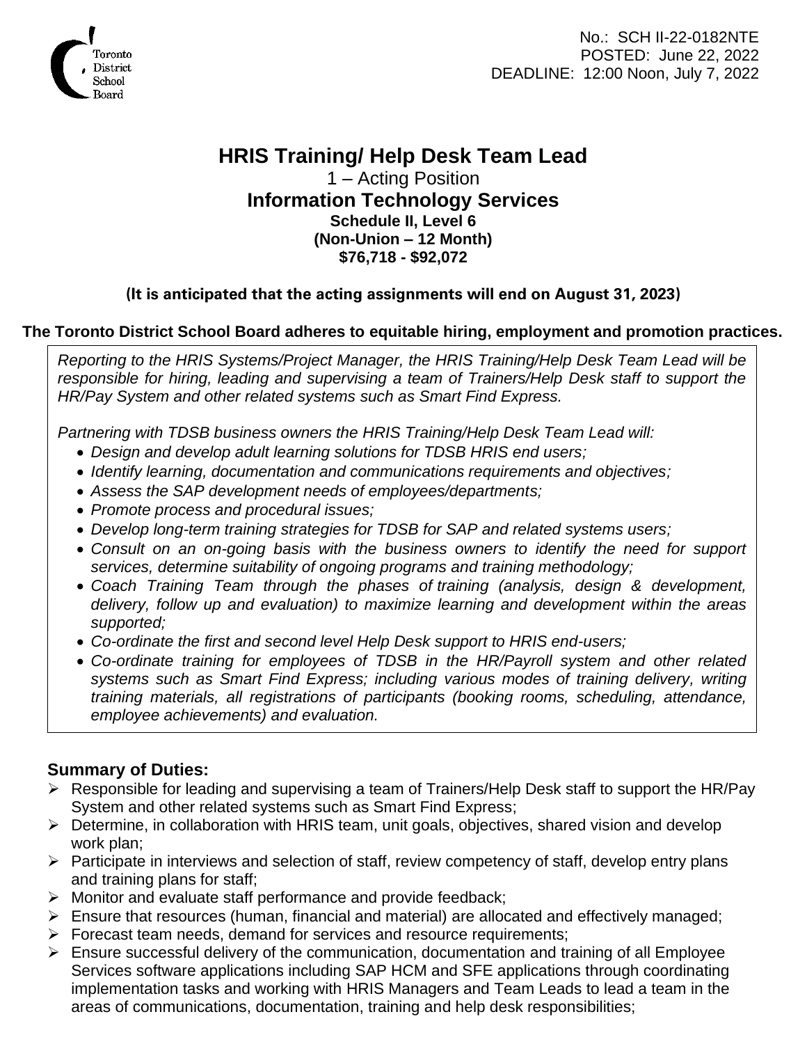Toronto District School Board

No.: SCH II-22-0182NTE
POSTED: June 22, 2022
DEADLINE: 12:00 Noon, July 7, 2022

# HRIS Training/ Help Desk Team Lead

1 – Acting Position

## Information Technology Services

**Schedule II, Level 6**
**(Non-Union – 12 Month)**
**$76,718 - $92,072**

**(It is anticipated that the acting assignments will end on August 31, 2023)**

**The Toronto District School Board adheres to equitable hiring, employment and promotion practices.**

*Reporting to the HRIS Systems/Project Manager, the HRIS Training/Help Desk Team Lead will be responsible for hiring, leading and supervising a team of Trainers/Help Desk staff to support the HR/Pay System and other related systems such as Smart Find Express.*

*Partnering with TDSB business owners the HRIS Training/Help Desk Team Lead will:*

- *Design and develop adult learning solutions for TDSB HRIS end users;*
- *Identify learning, documentation and communications requirements and objectives;*
- *Assess the SAP development needs of employees/departments;*
- *Promote process and procedural issues;*
- *Develop long-term training strategies for TDSB for SAP and related systems users;*
- *Consult on an on-going basis with the business owners to identify the need for support services, determine suitability of ongoing programs and training methodology;*
- *Coach Training Team through the phases of training (analysis, design & development, delivery, follow up and evaluation) to maximize learning and development within the areas supported;*
- *Co-ordinate the first and second level Help Desk support to HRIS end-users;*
- *Co-ordinate training for employees of TDSB in the HR/Payroll system and other related systems such as Smart Find Express; including various modes of training delivery, writing training materials, all registrations of participants (booking rooms, scheduling, attendance, employee achievements) and evaluation.*

### Summary of Duties:

- Responsible for leading and supervising a team of Trainers/Help Desk staff to support the HR/Pay System and other related systems such as Smart Find Express;
- Determine, in collaboration with HRIS team, unit goals, objectives, shared vision and develop work plan;
- Participate in interviews and selection of staff, review competency of staff, develop entry plans and training plans for staff;
- Monitor and evaluate staff performance and provide feedback;
- Ensure that resources (human, financial and material) are allocated and effectively managed;
- Forecast team needs, demand for services and resource requirements;
- Ensure successful delivery of the communication, documentation and training of all Employee Services software applications including SAP HCM and SFE applications through coordinating implementation tasks and working with HRIS Managers and Team Leads to lead a team in the areas of communications, documentation, training and help desk responsibilities;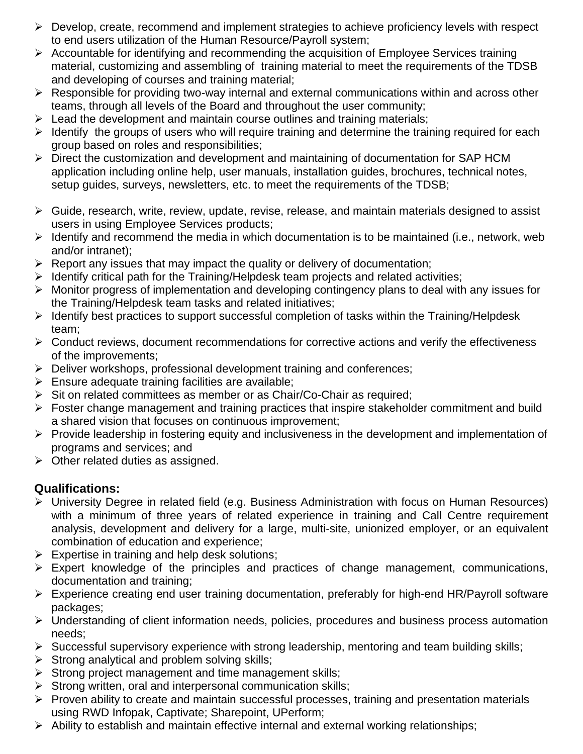- Develop, create, recommend and implement strategies to achieve proficiency levels with respect to end users utilization of the Human Resource/Payroll system;
- Accountable for identifying and recommending the acquisition of Employee Services training material, customizing and assembling of training material to meet the requirements of the TDSB and developing of courses and training material;
- Responsible for providing two-way internal and external communications within and across other teams, through all levels of the Board and throughout the user community;
- Lead the development and maintain course outlines and training materials;
- Identify the groups of users who will require training and determine the training required for each group based on roles and responsibilities;
- Direct the customization and development and maintaining of documentation for SAP HCM application including online help, user manuals, installation guides, brochures, technical notes, setup guides, surveys, newsletters, etc. to meet the requirements of the TDSB;
- Guide, research, write, review, update, revise, release, and maintain materials designed to assist users in using Employee Services products;
- Identify and recommend the media in which documentation is to be maintained (i.e., network, web and/or intranet);
- Report any issues that may impact the quality or delivery of documentation;
- Identify critical path for the Training/Helpdesk team projects and related activities;
- Monitor progress of implementation and developing contingency plans to deal with any issues for the Training/Helpdesk team tasks and related initiatives;
- Identify best practices to support successful completion of tasks within the Training/Helpdesk team;
- Conduct reviews, document recommendations for corrective actions and verify the effectiveness of the improvements;
- Deliver workshops, professional development training and conferences;
- Ensure adequate training facilities are available;
- Sit on related committees as member or as Chair/Co-Chair as required;
- Foster change management and training practices that inspire stakeholder commitment and build a shared vision that focuses on continuous improvement;
- Provide leadership in fostering equity and inclusiveness in the development and implementation of programs and services; and
- Other related duties as assigned.

**Qualifications:**

- University Degree in related field (e.g. Business Administration with focus on Human Resources) with a minimum of three years of related experience in training and Call Centre requirement analysis, development and delivery for a large, multi-site, unionized employer, or an equivalent combination of education and experience;
- Expertise in training and help desk solutions;
- Expert knowledge of the principles and practices of change management, communications, documentation and training;
- Experience creating end user training documentation, preferably for high-end HR/Payroll software packages;
- Understanding of client information needs, policies, procedures and business process automation needs;
- Successful supervisory experience with strong leadership, mentoring and team building skills;
- Strong analytical and problem solving skills;
- Strong project management and time management skills;
- Strong written, oral and interpersonal communication skills;
- Proven ability to create and maintain successful processes, training and presentation materials using RWD Infopak, Captivate; Sharepoint, UPerform;
- Ability to establish and maintain effective internal and external working relationships;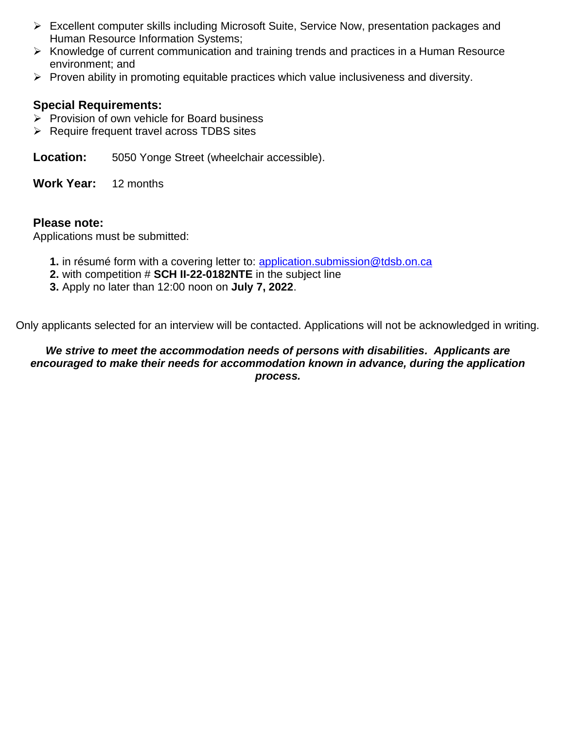- Excellent computer skills including Microsoft Suite, Service Now, presentation packages and Human Resource Information Systems;
- Knowledge of current communication and training trends and practices in a Human Resource environment; and
- Proven ability in promoting equitable practices which value inclusiveness and diversity.

### Special Requirements:

- Provision of own vehicle for Board business
- Require frequent travel across TDBS sites

**Location:** 5050 Yonge Street (wheelchair accessible).

**Work Year:** 12 months

### Please note:

Applications must be submitted:

1. in résumé form with a covering letter to: application.submission@tdsb.on.ca
2. with competition # **SCH II-22-0182NTE** in the subject line
3. Apply no later than 12:00 noon on **July 7, 2022**.

Only applicants selected for an interview will be contacted. Applications will not be acknowledged in writing.

***We strive to meet the accommodation needs of persons with disabilities. Applicants are encouraged to make their needs for accommodation known in advance, during the application process.***